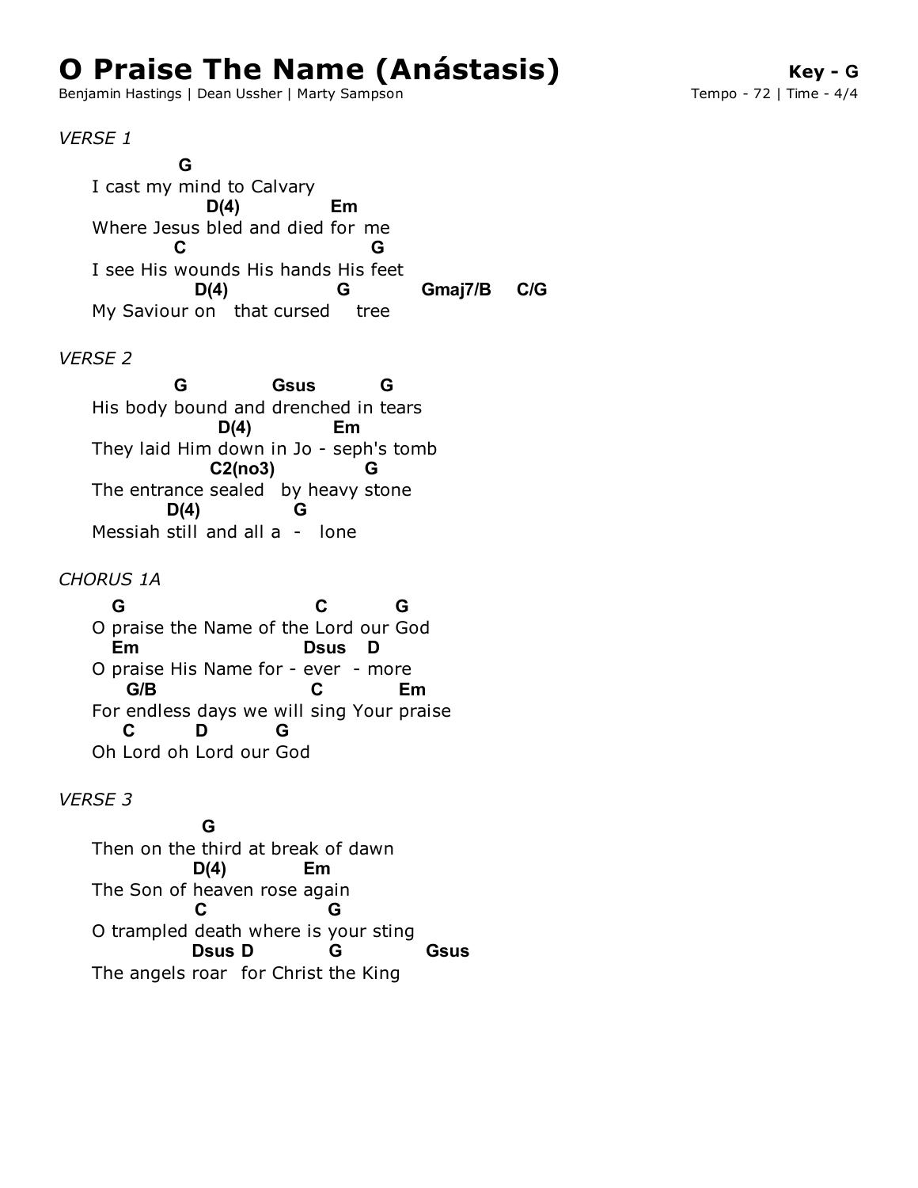# O Praise The Name (Anástasis)

**Key - G**

Benjamin Hastings | Dean Ussher | Marty Sampson

Tempo - 72 | Time - 4/4

*VERSE 1*

```
          G
I cast my mind to Calvary
            D(4)            Em
Where Jesus bled and died for me
        C                      G
I see His wounds His hands His feet
          D(4)           G          Gmaj7/B    C/G
My Saviour on   that cursed    tree
```

*VERSE 2*

```
        G           Gsus        G
His body bound and drenched in tears
              D(4)          Em
They laid Him down in Jo - seph's tomb
              C2(no3)          G
The entrance sealed   by heavy stone
       D(4)           G
Messiah still and all a  -   lone
```

*CHORUS 1A*

```
  G                           C         G
O praise the Name of the Lord our God
  Em                        Dsus   D
O praise His Name for - ever  - more
    G/B                     C          Em
For endless days we will sing Your praise
   C        D        G
Oh Lord oh Lord our God
```

*VERSE 3*

```
            G
Then on the third at break of dawn
          D(4)          Em
The Son of heaven rose again
          C                G
O trampled death where is your sting
          Dsus D          G          Gsus
The angels roar  for Christ the King
```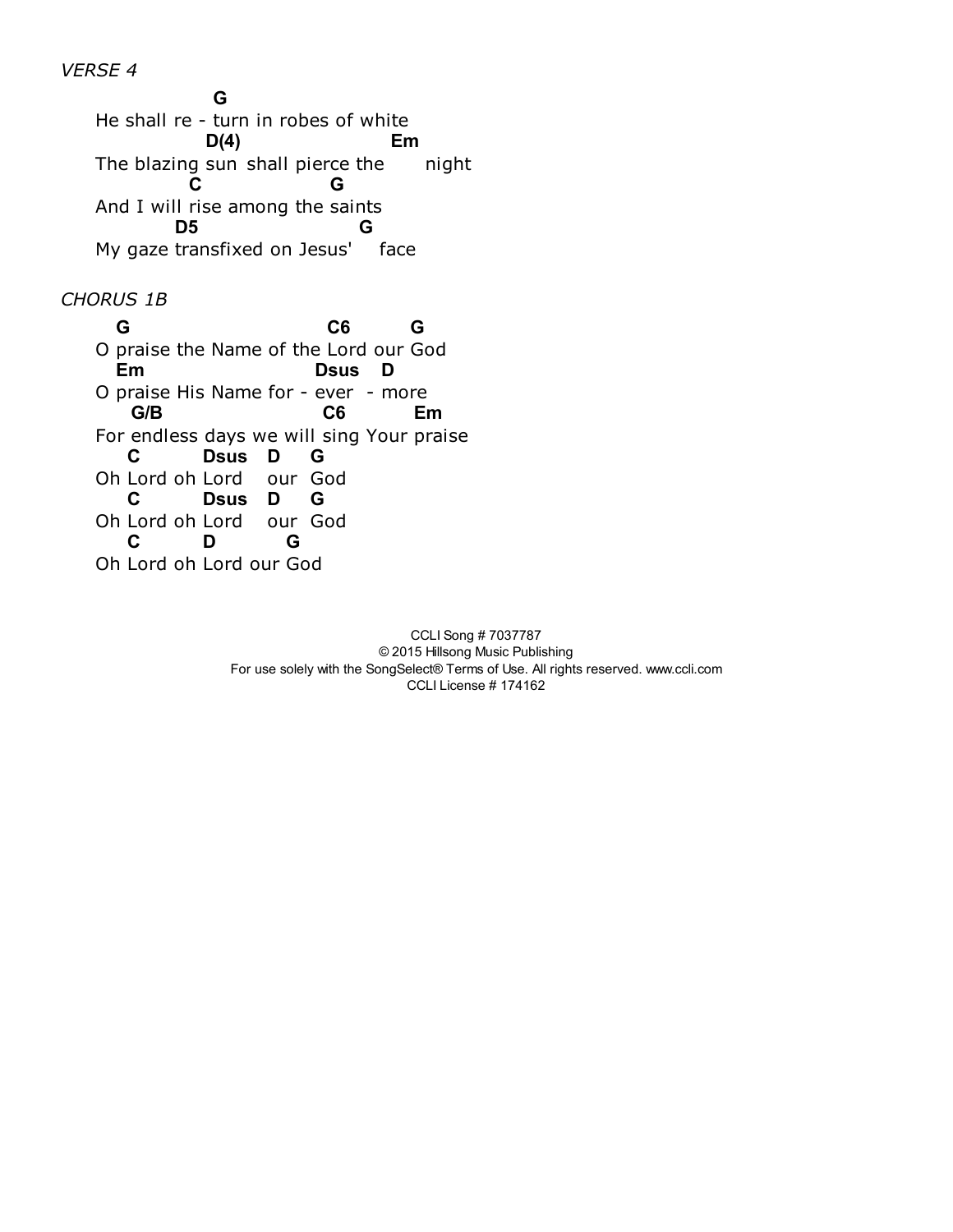*VERSE 4*

```
               G
He shall re - turn in robes of white
              D(4)                  Em
The blazing sun  shall pierce the       night
          C              G
And I will rise among the saints
         D5                   G
My gaze transfixed on Jesus'     face
```

*CHORUS 1B*

```
  G                          C6        G
O praise the Name of the Lord our God
  Em                        Dsus   D
O praise His Name for - ever  - more
    G/B                      C6        Em
For endless days we will sing Your praise
   C         Dsus   D    G
Oh Lord oh Lord    our  God
   C         Dsus   D    G
Oh Lord oh Lord    our  God
   C         D         G
Oh Lord oh Lord our God
```

CCLI Song # 7037787
© 2015 Hillsong Music Publishing
For use solely with the SongSelect® Terms of Use. All rights reserved. www.ccli.com
CCLI License # 174162